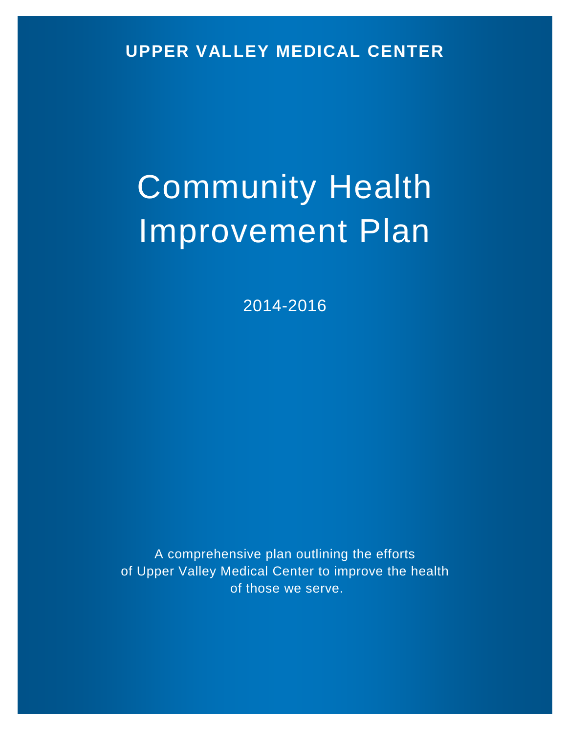**UPPER VALLEY MEDICAL CENTER**

# Community Health Improvement Plan

2014-2016

A comprehensive plan outlining the efforts of Upper Valley Medical Center to improve the health of those we serve.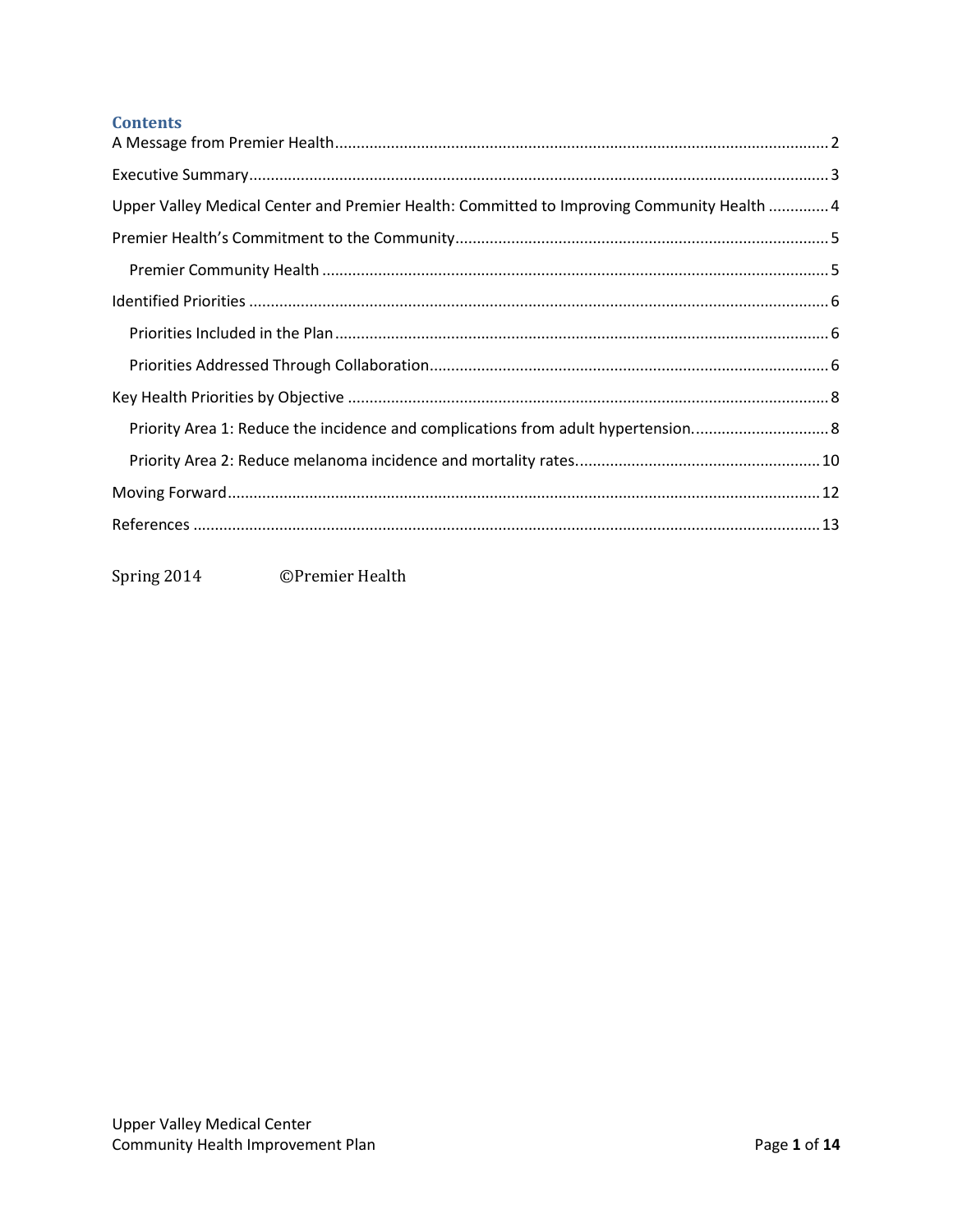## Contents

A Message from Premier Health .......... 2

Executive Summary .......... 3

Upper Valley Medical Center and Premier Health: Committed to Improving Community Health .......... 4

Premier Health's Commitment to the Community .......... 5

- Premier Community Health .......... 5

Identified Priorities .......... 6

- Priorities Included in the Plan .......... 6
- Priorities Addressed Through Collaboration .......... 6

Key Health Priorities by Objective .......... 8

- Priority Area 1: Reduce the incidence and complications from adult hypertension. .......... 8
- Priority Area 2: Reduce melanoma incidence and mortality rates. .......... 10

Moving Forward .......... 12

References .......... 13

Spring 2014 ©Premier Health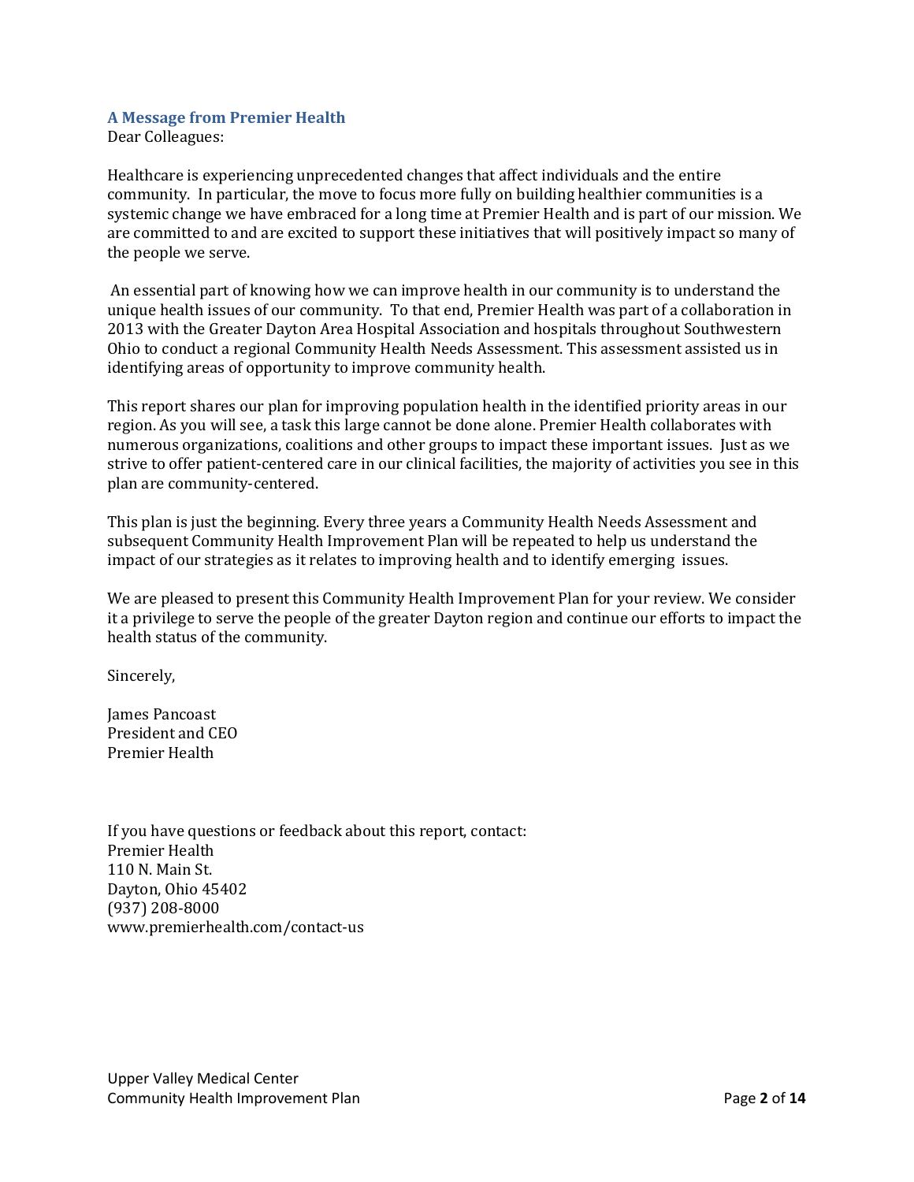## A Message from Premier Health

Dear Colleagues:

Healthcare is experiencing unprecedented changes that affect individuals and the entire community. In particular, the move to focus more fully on building healthier communities is a systemic change we have embraced for a long time at Premier Health and is part of our mission. We are committed to and are excited to support these initiatives that will positively impact so many of the people we serve.

An essential part of knowing how we can improve health in our community is to understand the unique health issues of our community. To that end, Premier Health was part of a collaboration in 2013 with the Greater Dayton Area Hospital Association and hospitals throughout Southwestern Ohio to conduct a regional Community Health Needs Assessment. This assessment assisted us in identifying areas of opportunity to improve community health.

This report shares our plan for improving population health in the identified priority areas in our region. As you will see, a task this large cannot be done alone. Premier Health collaborates with numerous organizations, coalitions and other groups to impact these important issues. Just as we strive to offer patient-centered care in our clinical facilities, the majority of activities you see in this plan are community-centered.

This plan is just the beginning. Every three years a Community Health Needs Assessment and subsequent Community Health Improvement Plan will be repeated to help us understand the impact of our strategies as it relates to improving health and to identify emerging issues.

We are pleased to present this Community Health Improvement Plan for your review. We consider it a privilege to serve the people of the greater Dayton region and continue our efforts to impact the health status of the community.

Sincerely,

James Pancoast
President and CEO
Premier Health

If you have questions or feedback about this report, contact:
Premier Health
110 N. Main St.
Dayton, Ohio 45402
(937) 208-8000
www.premierhealth.com/contact-us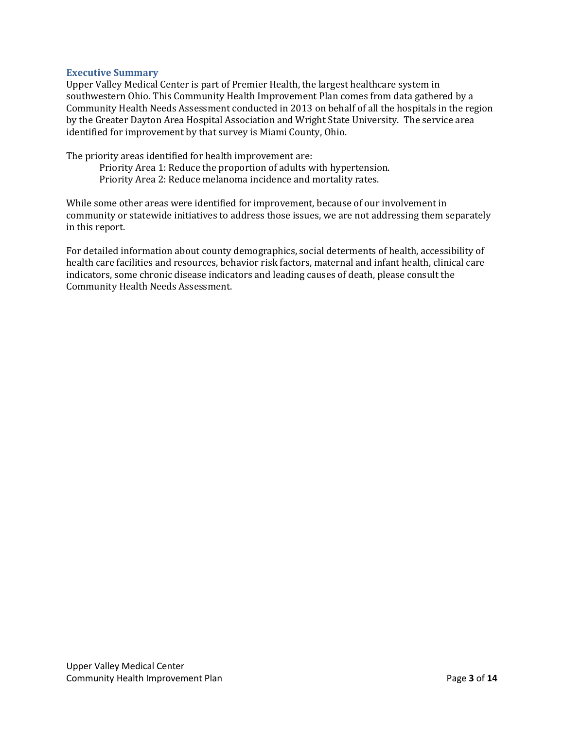## Executive Summary

Upper Valley Medical Center is part of Premier Health, the largest healthcare system in southwestern Ohio. This Community Health Improvement Plan comes from data gathered by a Community Health Needs Assessment conducted in 2013 on behalf of all the hospitals in the region by the Greater Dayton Area Hospital Association and Wright State University. The service area identified for improvement by that survey is Miami County, Ohio.

The priority areas identified for health improvement are:

Priority Area 1: Reduce the proportion of adults with hypertension.
Priority Area 2: Reduce melanoma incidence and mortality rates.

While some other areas were identified for improvement, because of our involvement in community or statewide initiatives to address those issues, we are not addressing them separately in this report.

For detailed information about county demographics, social determents of health, accessibility of health care facilities and resources, behavior risk factors, maternal and infant health, clinical care indicators, some chronic disease indicators and leading causes of death, please consult the Community Health Needs Assessment.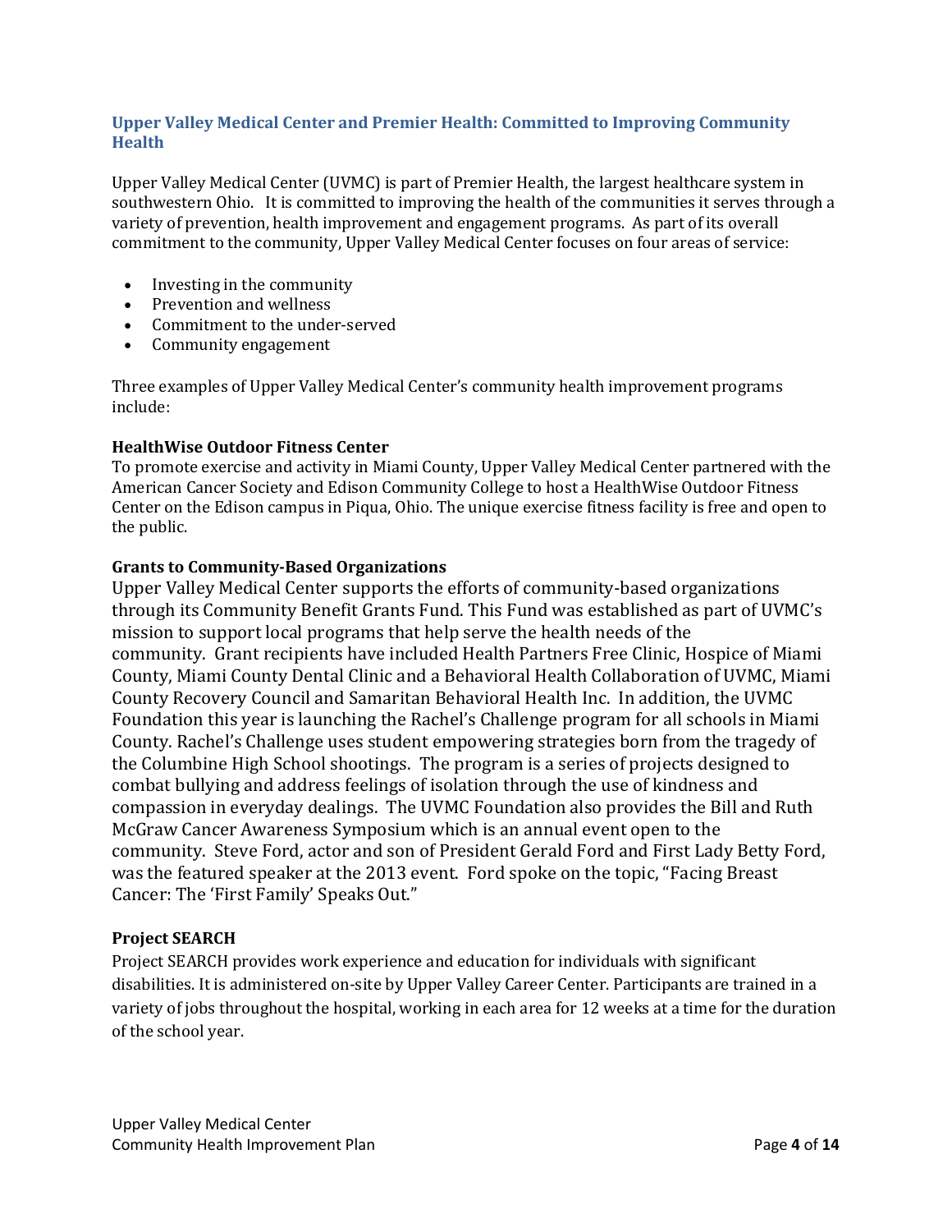## Upper Valley Medical Center and Premier Health: Committed to Improving Community Health

Upper Valley Medical Center (UVMC) is part of Premier Health, the largest healthcare system in southwestern Ohio. It is committed to improving the health of the communities it serves through a variety of prevention, health improvement and engagement programs. As part of its overall commitment to the community, Upper Valley Medical Center focuses on four areas of service:

- Investing in the community
- Prevention and wellness
- Commitment to the under-served
- Community engagement

Three examples of Upper Valley Medical Center's community health improvement programs include:

**HealthWise Outdoor Fitness Center**
To promote exercise and activity in Miami County, Upper Valley Medical Center partnered with the American Cancer Society and Edison Community College to host a HealthWise Outdoor Fitness Center on the Edison campus in Piqua, Ohio. The unique exercise fitness facility is free and open to the public.

**Grants to Community-Based Organizations**
Upper Valley Medical Center supports the efforts of community-based organizations through its Community Benefit Grants Fund. This Fund was established as part of UVMC's mission to support local programs that help serve the health needs of the community. Grant recipients have included Health Partners Free Clinic, Hospice of Miami County, Miami County Dental Clinic and a Behavioral Health Collaboration of UVMC, Miami County Recovery Council and Samaritan Behavioral Health Inc. In addition, the UVMC Foundation this year is launching the Rachel's Challenge program for all schools in Miami County. Rachel's Challenge uses student empowering strategies born from the tragedy of the Columbine High School shootings. The program is a series of projects designed to combat bullying and address feelings of isolation through the use of kindness and compassion in everyday dealings. The UVMC Foundation also provides the Bill and Ruth McGraw Cancer Awareness Symposium which is an annual event open to the community. Steve Ford, actor and son of President Gerald Ford and First Lady Betty Ford, was the featured speaker at the 2013 event. Ford spoke on the topic, "Facing Breast Cancer: The 'First Family' Speaks Out."

**Project SEARCH**
Project SEARCH provides work experience and education for individuals with significant disabilities. It is administered on-site by Upper Valley Career Center. Participants are trained in a variety of jobs throughout the hospital, working in each area for 12 weeks at a time for the duration of the school year.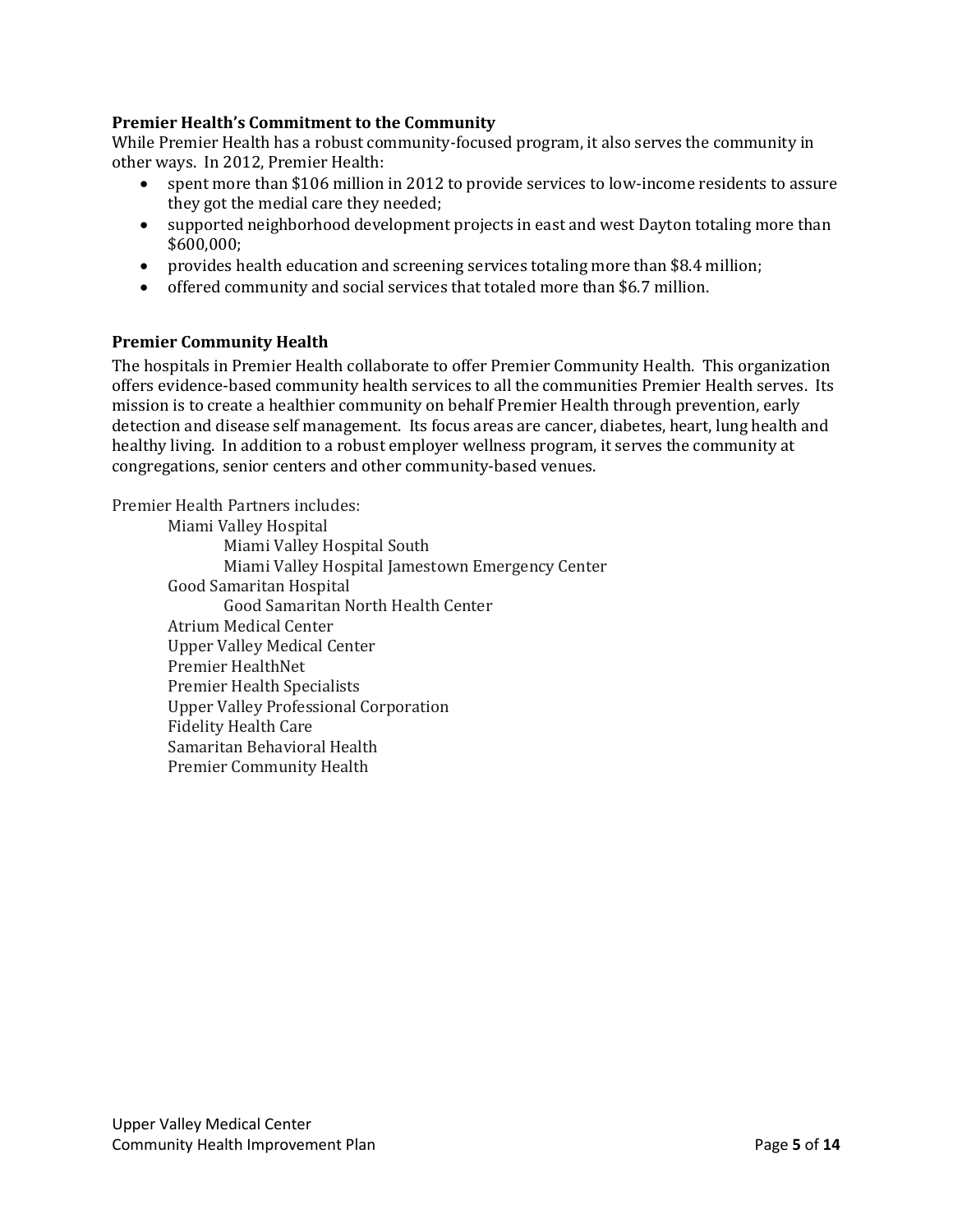### Premier Health's Commitment to the Community

While Premier Health has a robust community-focused program, it also serves the community in other ways. In 2012, Premier Health:

- spent more than $106 million in 2012 to provide services to low-income residents to assure they got the medial care they needed;
- supported neighborhood development projects in east and west Dayton totaling more than $600,000;
- provides health education and screening services totaling more than $8.4 million;
- offered community and social services that totaled more than $6.7 million.

### Premier Community Health

The hospitals in Premier Health collaborate to offer Premier Community Health. This organization offers evidence-based community health services to all the communities Premier Health serves. Its mission is to create a healthier community on behalf Premier Health through prevention, early detection and disease self management. Its focus areas are cancer, diabetes, heart, lung health and healthy living. In addition to a robust employer wellness program, it serves the community at congregations, senior centers and other community-based venues.

Premier Health Partners includes:

- Miami Valley Hospital
  - Miami Valley Hospital South
  - Miami Valley Hospital Jamestown Emergency Center
- Good Samaritan Hospital
  - Good Samaritan North Health Center
- Atrium Medical Center
- Upper Valley Medical Center
- Premier HealthNet
- Premier Health Specialists
- Upper Valley Professional Corporation
- Fidelity Health Care
- Samaritan Behavioral Health
- Premier Community Health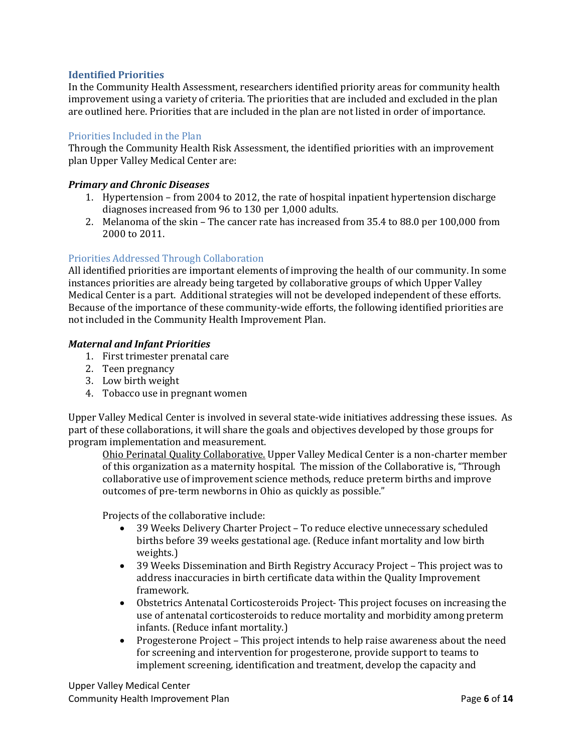## Identified Priorities

In the Community Health Assessment, researchers identified priority areas for community health improvement using a variety of criteria. The priorities that are included and excluded in the plan are outlined here. Priorities that are included in the plan are not listed in order of importance.

### Priorities Included in the Plan

Through the Community Health Risk Assessment, the identified priorities with an improvement plan Upper Valley Medical Center are:

#### *Primary and Chronic Diseases*

1. Hypertension – from 2004 to 2012, the rate of hospital inpatient hypertension discharge diagnoses increased from 96 to 130 per 1,000 adults.
2. Melanoma of the skin – The cancer rate has increased from 35.4 to 88.0 per 100,000 from 2000 to 2011.

### Priorities Addressed Through Collaboration

All identified priorities are important elements of improving the health of our community. In some instances priorities are already being targeted by collaborative groups of which Upper Valley Medical Center is a part. Additional strategies will not be developed independent of these efforts. Because of the importance of these community-wide efforts, the following identified priorities are not included in the Community Health Improvement Plan.

#### *Maternal and Infant Priorities*

1. First trimester prenatal care
2. Teen pregnancy
3. Low birth weight
4. Tobacco use in pregnant women

Upper Valley Medical Center is involved in several state-wide initiatives addressing these issues. As part of these collaborations, it will share the goals and objectives developed by those groups for program implementation and measurement.

Ohio Perinatal Quality Collaborative. Upper Valley Medical Center is a non-charter member of this organization as a maternity hospital. The mission of the Collaborative is, "Through collaborative use of improvement science methods, reduce preterm births and improve outcomes of pre-term newborns in Ohio as quickly as possible."

Projects of the collaborative include:

- 39 Weeks Delivery Charter Project – To reduce elective unnecessary scheduled births before 39 weeks gestational age. (Reduce infant mortality and low birth weights.)
- 39 Weeks Dissemination and Birth Registry Accuracy Project – This project was to address inaccuracies in birth certificate data within the Quality Improvement framework.
- Obstetrics Antenatal Corticosteroids Project- This project focuses on increasing the use of antenatal corticosteroids to reduce mortality and morbidity among preterm infants. (Reduce infant mortality.)
- Progesterone Project – This project intends to help raise awareness about the need for screening and intervention for progesterone, provide support to teams to implement screening, identification and treatment, develop the capacity and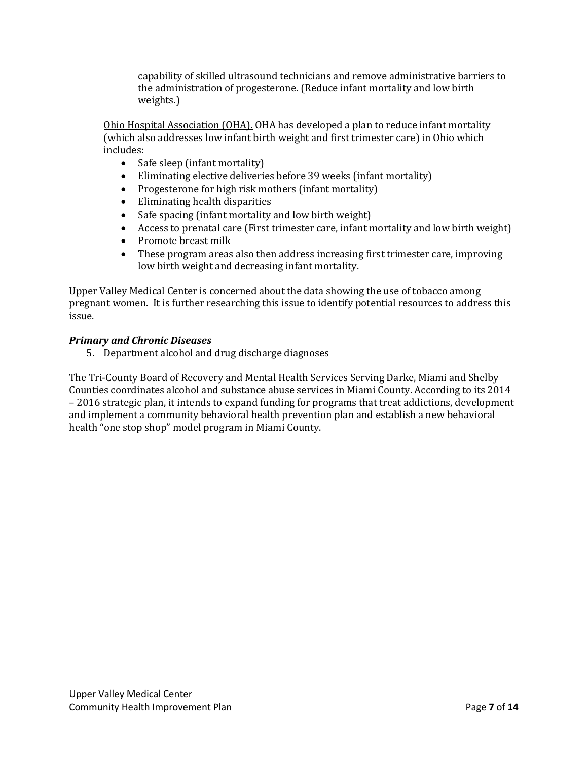capability of skilled ultrasound technicians and remove administrative barriers to the administration of progesterone. (Reduce infant mortality and low birth weights.)

Ohio Hospital Association (OHA). OHA has developed a plan to reduce infant mortality (which also addresses low infant birth weight and first trimester care) in Ohio which includes:

- Safe sleep (infant mortality)
- Eliminating elective deliveries before 39 weeks (infant mortality)
- Progesterone for high risk mothers (infant mortality)
- Eliminating health disparities
- Safe spacing (infant mortality and low birth weight)
- Access to prenatal care (First trimester care, infant mortality and low birth weight)
- Promote breast milk
- These program areas also then address increasing first trimester care, improving low birth weight and decreasing infant mortality.

Upper Valley Medical Center is concerned about the data showing the use of tobacco among pregnant women. It is further researching this issue to identify potential resources to address this issue.

***Primary and Chronic Diseases***

5. Department alcohol and drug discharge diagnoses

The Tri-County Board of Recovery and Mental Health Services Serving Darke, Miami and Shelby Counties coordinates alcohol and substance abuse services in Miami County. According to its 2014 – 2016 strategic plan, it intends to expand funding for programs that treat addictions, development and implement a community behavioral health prevention plan and establish a new behavioral health "one stop shop" model program in Miami County.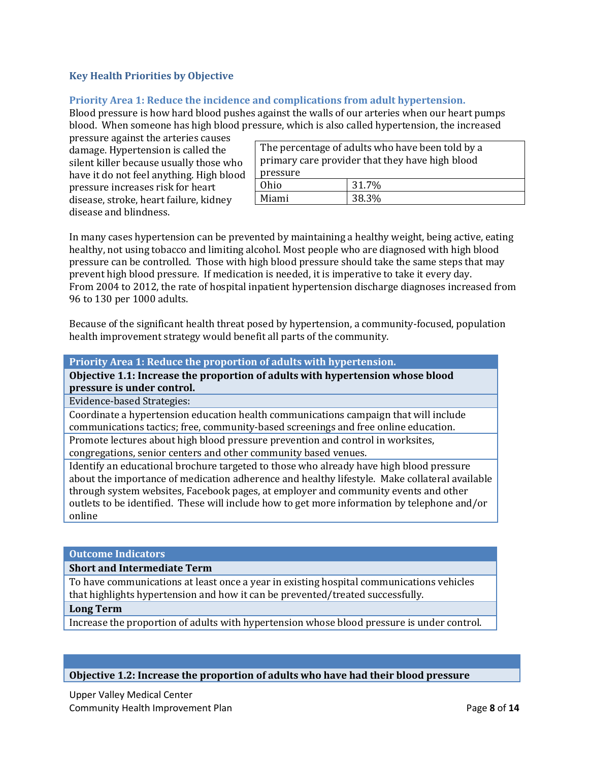### Key Health Priorities by Objective

#### Priority Area 1: Reduce the incidence and complications from adult hypertension.

Blood pressure is how hard blood pushes against the walls of our arteries when our heart pumps blood. When someone has high blood pressure, which is also called hypertension, the increased pressure against the arteries causes damage. Hypertension is called the silent killer because usually those who have it do not feel anything. High blood pressure increases risk for heart disease, stroke, heart failure, kidney disease and blindness.

| The percentage of adults who have been told by a primary care provider that they have high blood pressure | |
|---|---|
| Ohio | 31.7% |
| Miami | 38.3% |

In many cases hypertension can be prevented by maintaining a healthy weight, being active, eating healthy, not using tobacco and limiting alcohol. Most people who are diagnosed with high blood pressure can be controlled. Those with high blood pressure should take the same steps that may prevent high blood pressure. If medication is needed, it is imperative to take it every day. From 2004 to 2012, the rate of hospital inpatient hypertension discharge diagnoses increased from 96 to 130 per 1000 adults.

Because of the significant health threat posed by hypertension, a community-focused, population health improvement strategy would benefit all parts of the community.

| Priority Area 1: Reduce the proportion of adults with hypertension. |
|---|
| **Objective 1.1: Increase the proportion of adults with hypertension whose blood pressure is under control.** |
| Evidence-based Strategies: |
| Coordinate a hypertension education health communications campaign that will include communications tactics; free, community-based screenings and free online education. |
| Promote lectures about high blood pressure prevention and control in worksites, congregations, senior centers and other community based venues. |
| Identify an educational brochure targeted to those who already have high blood pressure about the importance of medication adherence and healthy lifestyle. Make collateral available through system websites, Facebook pages, at employer and community events and other outlets to be identified. These will include how to get more information by telephone and/or online |

| Outcome Indicators |
|---|
| **Short and Intermediate Term** |
| To have communications at least once a year in existing hospital communications vehicles that highlights hypertension and how it can be prevented/treated successfully. |
| **Long Term** |
| Increase the proportion of adults with hypertension whose blood pressure is under control. |

| |
|---|
| **Objective 1.2: Increase the proportion of adults who have had their blood pressure** |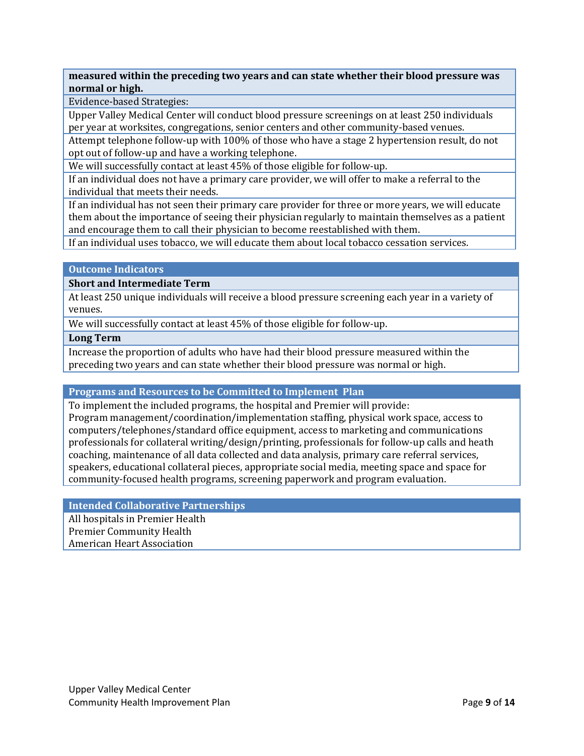**measured within the preceding two years and can state whether their blood pressure was normal or high.**

Evidence-based Strategies:

Upper Valley Medical Center will conduct blood pressure screenings on at least 250 individuals per year at worksites, congregations, senior centers and other community-based venues.

Attempt telephone follow-up with 100% of those who have a stage 2 hypertension result, do not opt out of follow-up and have a working telephone.

We will successfully contact at least 45% of those eligible for follow-up.

If an individual does not have a primary care provider, we will offer to make a referral to the individual that meets their needs.

If an individual has not seen their primary care provider for three or more years, we will educate them about the importance of seeing their physician regularly to maintain themselves as a patient and encourage them to call their physician to become reestablished with them.

If an individual uses tobacco, we will educate them about local tobacco cessation services.

## Outcome Indicators

**Short and Intermediate Term**

At least 250 unique individuals will receive a blood pressure screening each year in a variety of venues.

We will successfully contact at least 45% of those eligible for follow-up.

**Long Term**

Increase the proportion of adults who have had their blood pressure measured within the preceding two years and can state whether their blood pressure was normal or high.

## Programs and Resources to be Committed to Implement Plan

To implement the included programs, the hospital and Premier will provide:
Program management/coordination/implementation staffing, physical work space, access to computers/telephones/standard office equipment, access to marketing and communications professionals for collateral writing/design/printing, professionals for follow-up calls and heath coaching, maintenance of all data collected and data analysis, primary care referral services, speakers, educational collateral pieces, appropriate social media, meeting space and space for community-focused health programs, screening paperwork and program evaluation.

## Intended Collaborative Partnerships

All hospitals in Premier Health
Premier Community Health
American Heart Association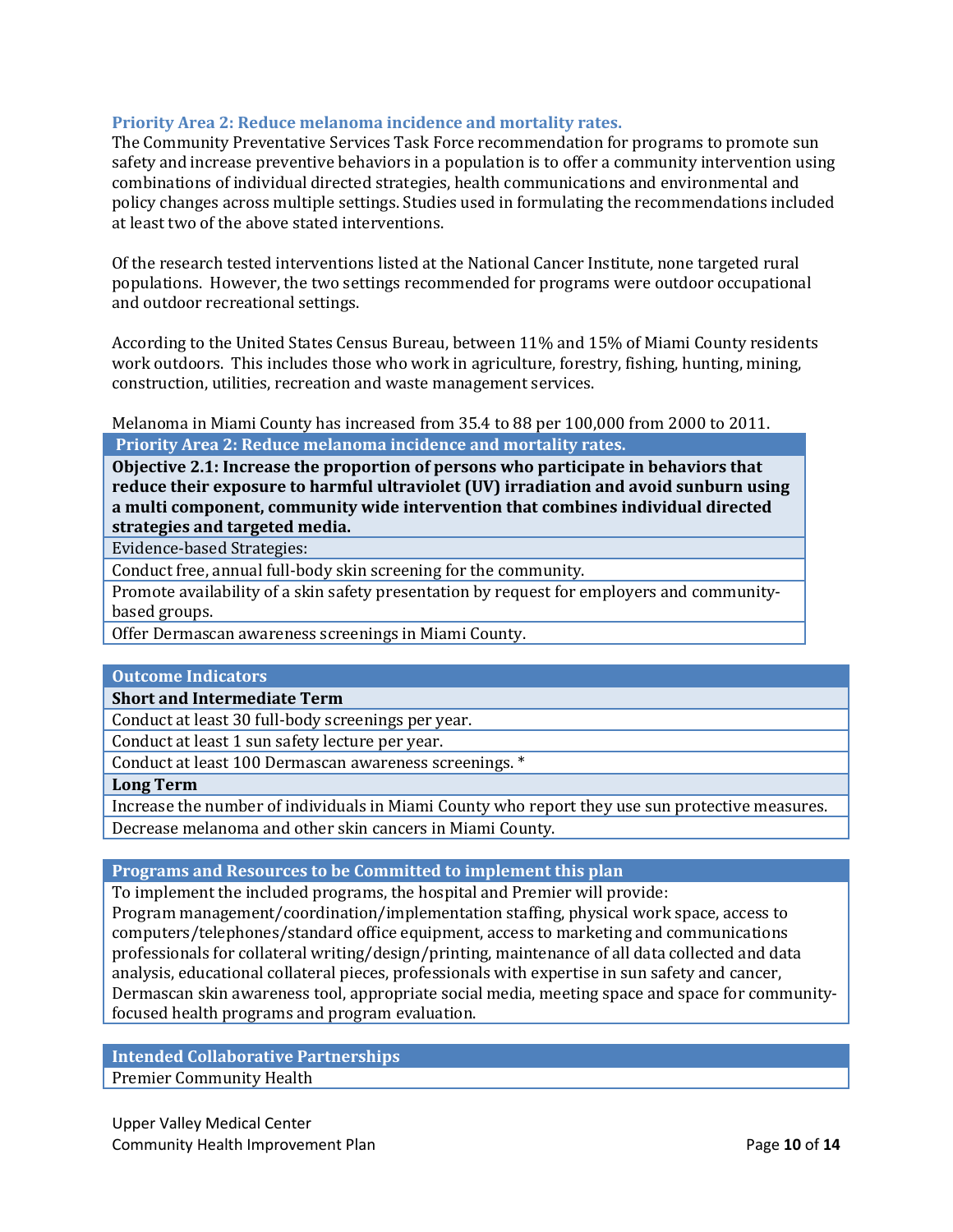### Priority Area 2: Reduce melanoma incidence and mortality rates.

The Community Preventative Services Task Force recommendation for programs to promote sun safety and increase preventive behaviors in a population is to offer a community intervention using combinations of individual directed strategies, health communications and environmental and policy changes across multiple settings. Studies used in formulating the recommendations included at least two of the above stated interventions.

Of the research tested interventions listed at the National Cancer Institute, none targeted rural populations. However, the two settings recommended for programs were outdoor occupational and outdoor recreational settings.

According to the United States Census Bureau, between 11% and 15% of Miami County residents work outdoors. This includes those who work in agriculture, forestry, fishing, hunting, mining, construction, utilities, recreation and waste management services.

Melanoma in Miami County has increased from 35.4 to 88 per 100,000 from 2000 to 2011.

| Priority Area 2: Reduce melanoma incidence and mortality rates. |
|---|
| **Objective 2.1: Increase the proportion of persons who participate in behaviors that reduce their exposure to harmful ultraviolet (UV) irradiation and avoid sunburn using a multi component, community wide intervention that combines individual directed strategies and targeted media.** |
| Evidence-based Strategies: |
| Conduct free, annual full-body skin screening for the community. |
| Promote availability of a skin safety presentation by request for employers and community-based groups. |
| Offer Dermascan awareness screenings in Miami County. |

| Outcome Indicators |
|---|
| **Short and Intermediate Term** |
| Conduct at least 30 full-body screenings per year. |
| Conduct at least 1 sun safety lecture per year. |
| Conduct at least 100 Dermascan awareness screenings. * |
| **Long Term** |
| Increase the number of individuals in Miami County who report they use sun protective measures. |
| Decrease melanoma and other skin cancers in Miami County. |

| Programs and Resources to be Committed to implement this plan |
|---|
| To implement the included programs, the hospital and Premier will provide: Program management/coordination/implementation staffing, physical work space, access to computers/telephones/standard office equipment, access to marketing and communications professionals for collateral writing/design/printing, maintenance of all data collected and data analysis, educational collateral pieces, professionals with expertise in sun safety and cancer, Dermascan skin awareness tool, appropriate social media, meeting space and space for community-focused health programs and program evaluation. |

| Intended Collaborative Partnerships |
|---|
| Premier Community Health |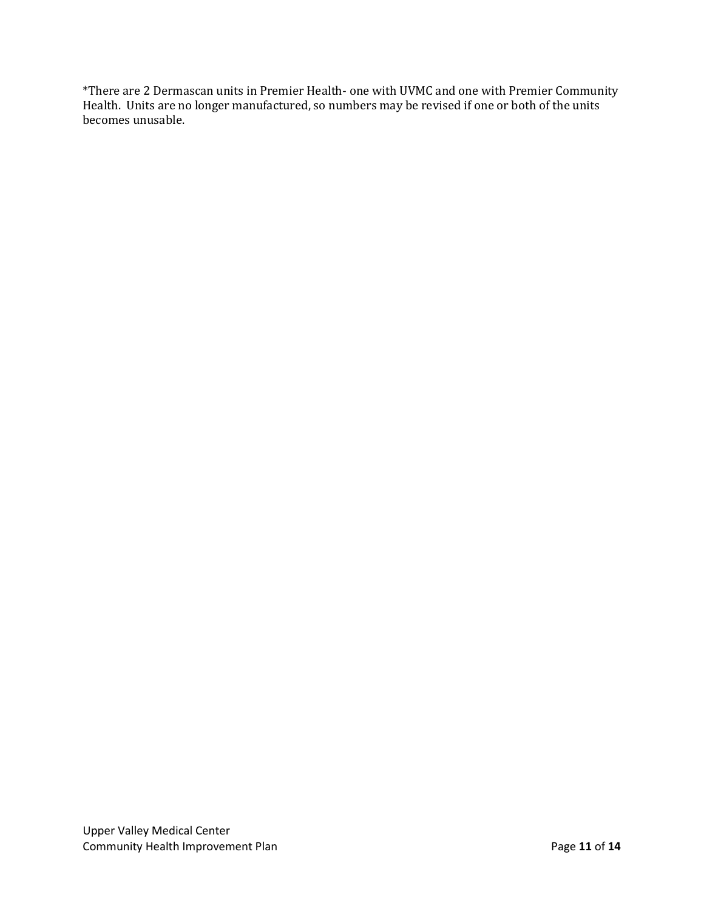*There are 2 Dermascan units in Premier Health- one with UVMC and one with Premier Community Health. Units are no longer manufactured, so numbers may be revised if one or both of the units becomes unusable.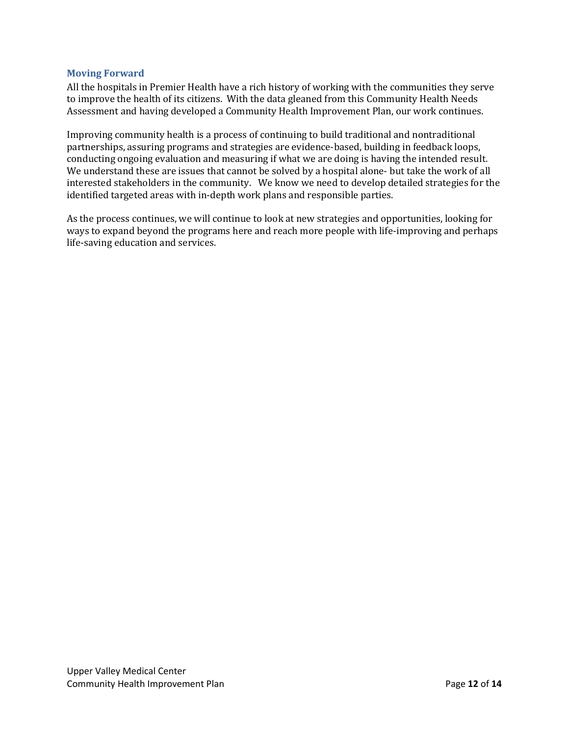## Moving Forward

All the hospitals in Premier Health have a rich history of working with the communities they serve to improve the health of its citizens. With the data gleaned from this Community Health Needs Assessment and having developed a Community Health Improvement Plan, our work continues.

Improving community health is a process of continuing to build traditional and nontraditional partnerships, assuring programs and strategies are evidence-based, building in feedback loops, conducting ongoing evaluation and measuring if what we are doing is having the intended result. We understand these are issues that cannot be solved by a hospital alone- but take the work of all interested stakeholders in the community. We know we need to develop detailed strategies for the identified targeted areas with in-depth work plans and responsible parties.

As the process continues, we will continue to look at new strategies and opportunities, looking for ways to expand beyond the programs here and reach more people with life-improving and perhaps life-saving education and services.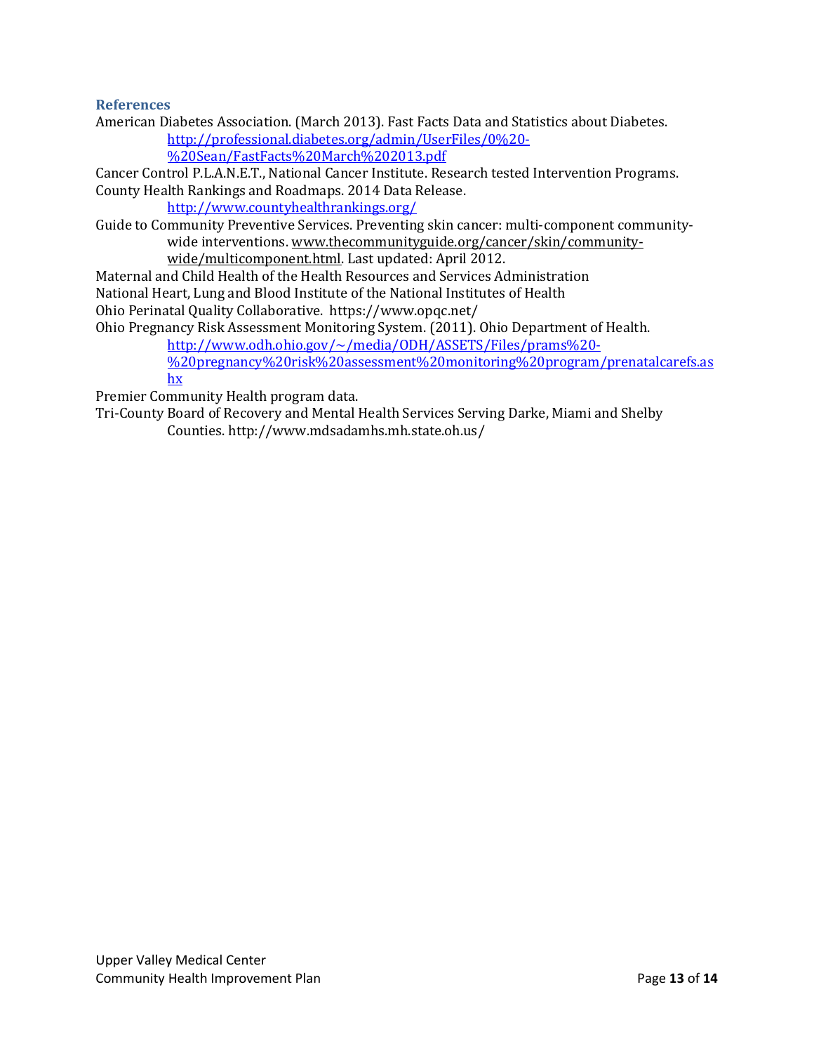### References

American Diabetes Association. (March 2013). Fast Facts Data and Statistics about Diabetes. http://professional.diabetes.org/admin/UserFiles/0%20-%20Sean/FastFacts%20March%202013.pdf

Cancer Control P.L.A.N.E.T., National Cancer Institute. Research tested Intervention Programs.

County Health Rankings and Roadmaps. 2014 Data Release. http://www.countyhealthrankings.org/

Guide to Community Preventive Services. Preventing skin cancer: multi-component community-wide interventions. www.thecommunityguide.org/cancer/skin/community-wide/multicomponent.html. Last updated: April 2012.

Maternal and Child Health of the Health Resources and Services Administration

National Heart, Lung and Blood Institute of the National Institutes of Health

Ohio Perinatal Quality Collaborative. https://www.opqc.net/

Ohio Pregnancy Risk Assessment Monitoring System. (2011). Ohio Department of Health. http://www.odh.ohio.gov/~/media/ODH/ASSETS/Files/prams%20-%20pregnancy%20risk%20assessment%20monitoring%20program/prenatalcarefs.ashx

Premier Community Health program data.

Tri-County Board of Recovery and Mental Health Services Serving Darke, Miami and Shelby Counties. http://www.mdsadamhs.mh.state.oh.us/